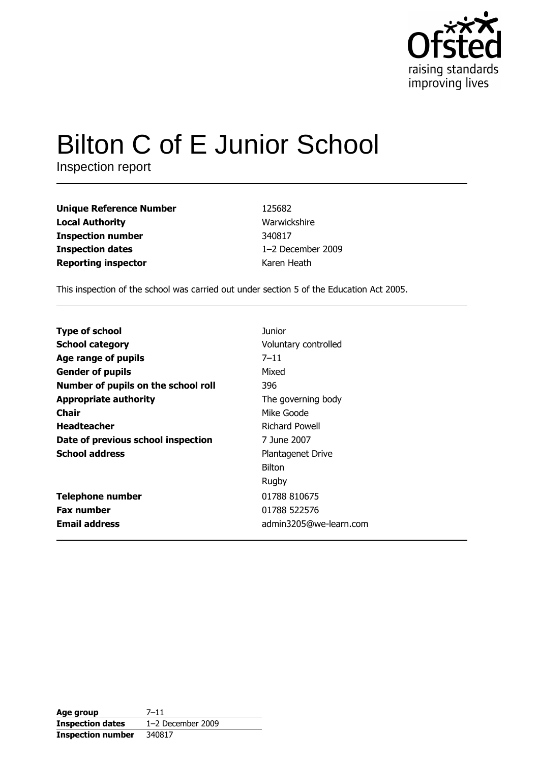Ofsted
raising standards
improving lives

# Bilton C of E Junior School

Inspection report

| | |
|---|---|
| **Unique Reference Number** | 125682 |
| **Local Authority** | Warwickshire |
| **Inspection number** | 340817 |
| **Inspection dates** | 1–2 December 2009 |
| **Reporting inspector** | Karen Heath |

This inspection of the school was carried out under section 5 of the Education Act 2005.

| | |
|---|---|
| **Type of school** | Junior |
| **School category** | Voluntary controlled |
| **Age range of pupils** | 7–11 |
| **Gender of pupils** | Mixed |
| **Number of pupils on the school roll** | 396 |
| **Appropriate authority** | The governing body |
| **Chair** | Mike Goode |
| **Headteacher** | Richard Powell |
| **Date of previous school inspection** | 7 June 2007 |
| **School address** | Plantagenet Drive<br>Bilton<br>Rugby |
| **Telephone number** | 01788 810675 |
| **Fax number** | 01788 522576 |
| **Email address** | admin3205@we-learn.com |

| | |
|---|---|
| **Age group** | 7–11 |
| **Inspection dates** | 1–2 December 2009 |
| **Inspection number** | 340817 |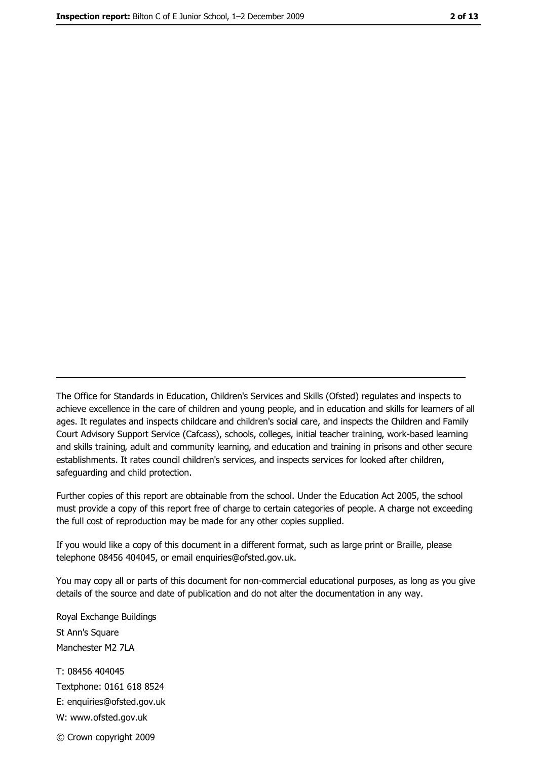---

The Office for Standards in Education, Children's Services and Skills (Ofsted) regulates and inspects to achieve excellence in the care of children and young people, and in education and skills for learners of all ages. It regulates and inspects childcare and children's social care, and inspects the Children and Family Court Advisory Support Service (Cafcass), schools, colleges, initial teacher training, work-based learning and skills training, adult and community learning, and education and training in prisons and other secure establishments. It rates council children's services, and inspects services for looked after children, safeguarding and child protection.

Further copies of this report are obtainable from the school. Under the Education Act 2005, the school must provide a copy of this report free of charge to certain categories of people. A charge not exceeding the full cost of reproduction may be made for any other copies supplied.

If you would like a copy of this document in a different format, such as large print or Braille, please telephone 08456 404045, or email enquiries@ofsted.gov.uk.

You may copy all or parts of this document for non-commercial educational purposes, as long as you give details of the source and date of publication and do not alter the documentation in any way.

Royal Exchange Buildings
St Ann's Square
Manchester M2 7LA

T: 08456 404045
Textphone: 0161 618 8524
E: enquiries@ofsted.gov.uk
W: www.ofsted.gov.uk

© Crown copyright 2009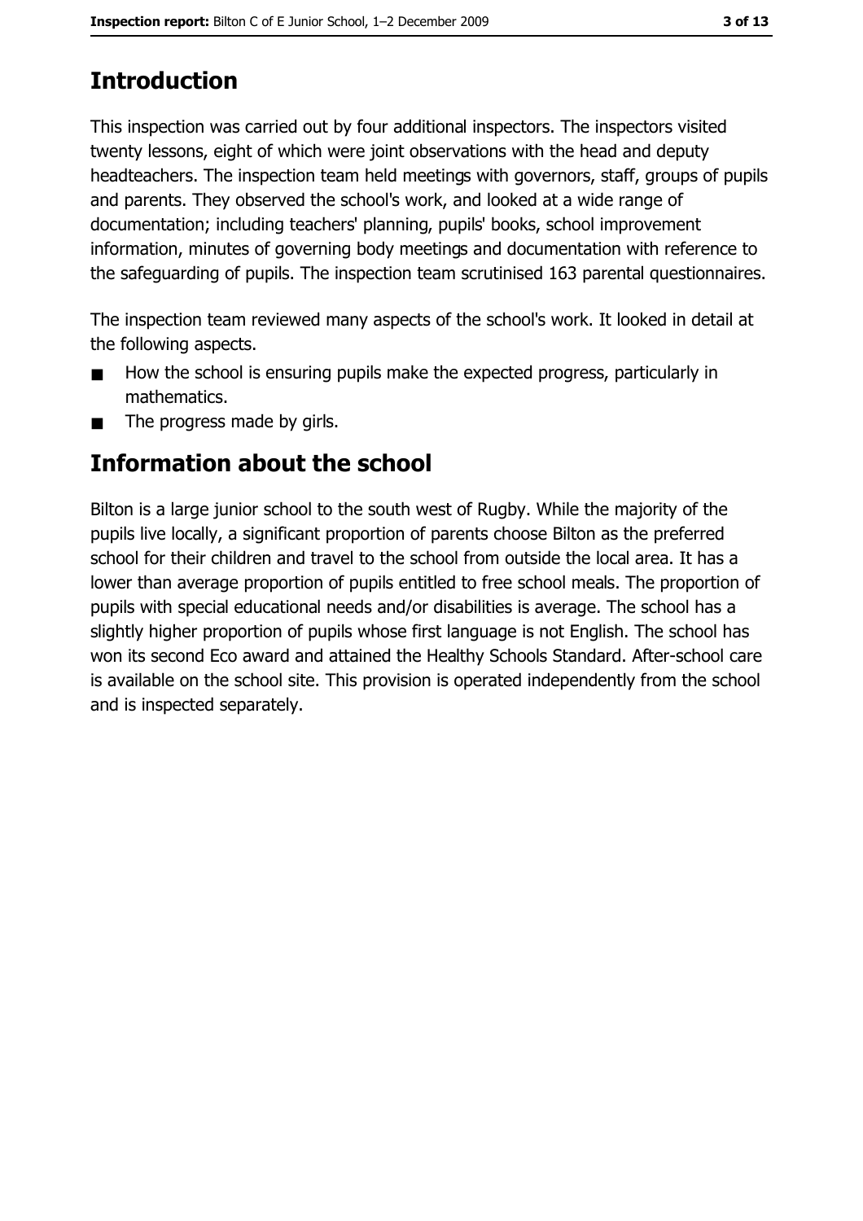# Introduction

This inspection was carried out by four additional inspectors. The inspectors visited twenty lessons, eight of which were joint observations with the head and deputy headteachers. The inspection team held meetings with governors, staff, groups of pupils and parents. They observed the school's work, and looked at a wide range of documentation; including teachers' planning, pupils' books, school improvement information, minutes of governing body meetings and documentation with reference to the safeguarding of pupils. The inspection team scrutinised 163 parental questionnaires.

The inspection team reviewed many aspects of the school's work. It looked in detail at the following aspects.

- How the school is ensuring pupils make the expected progress, particularly in mathematics.
- The progress made by girls.

# Information about the school

Bilton is a large junior school to the south west of Rugby. While the majority of the pupils live locally, a significant proportion of parents choose Bilton as the preferred school for their children and travel to the school from outside the local area. It has a lower than average proportion of pupils entitled to free school meals. The proportion of pupils with special educational needs and/or disabilities is average. The school has a slightly higher proportion of pupils whose first language is not English. The school has won its second Eco award and attained the Healthy Schools Standard. After-school care is available on the school site. This provision is operated independently from the school and is inspected separately.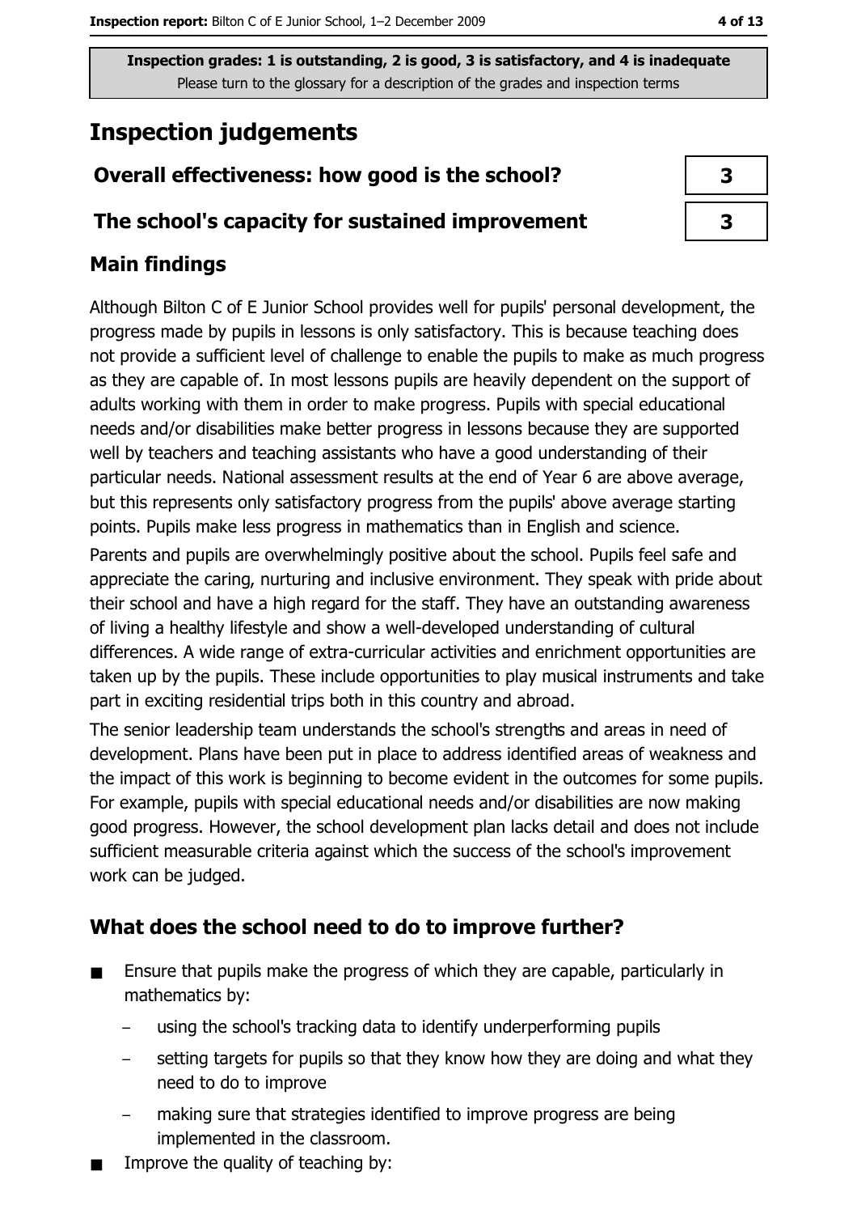**Inspection grades: 1 is outstanding, 2 is good, 3 is satisfactory, and 4 is inadequate**
Please turn to the glossary for a description of the grades and inspection terms

# Inspection judgements

| | |
|---|---|
| **Overall effectiveness: how good is the school?** | 3 |
| **The school's capacity for sustained improvement** | 3 |

## Main findings

Although Bilton C of E Junior School provides well for pupils' personal development, the progress made by pupils in lessons is only satisfactory. This is because teaching does not provide a sufficient level of challenge to enable the pupils to make as much progress as they are capable of. In most lessons pupils are heavily dependent on the support of adults working with them in order to make progress. Pupils with special educational needs and/or disabilities make better progress in lessons because they are supported well by teachers and teaching assistants who have a good understanding of their particular needs. National assessment results at the end of Year 6 are above average, but this represents only satisfactory progress from the pupils' above average starting points. Pupils make less progress in mathematics than in English and science.

Parents and pupils are overwhelmingly positive about the school. Pupils feel safe and appreciate the caring, nurturing and inclusive environment. They speak with pride about their school and have a high regard for the staff. They have an outstanding awareness of living a healthy lifestyle and show a well-developed understanding of cultural differences. A wide range of extra-curricular activities and enrichment opportunities are taken up by the pupils. These include opportunities to play musical instruments and take part in exciting residential trips both in this country and abroad.

The senior leadership team understands the school's strengths and areas in need of development. Plans have been put in place to address identified areas of weakness and the impact of this work is beginning to become evident in the outcomes for some pupils. For example, pupils with special educational needs and/or disabilities are now making good progress. However, the school development plan lacks detail and does not include sufficient measurable criteria against which the success of the school's improvement work can be judged.

## What does the school need to do to improve further?

- Ensure that pupils make the progress of which they are capable, particularly in mathematics by:
  - using the school's tracking data to identify underperforming pupils
  - setting targets for pupils so that they know how they are doing and what they need to do to improve
  - making sure that strategies identified to improve progress are being implemented in the classroom.
- Improve the quality of teaching by: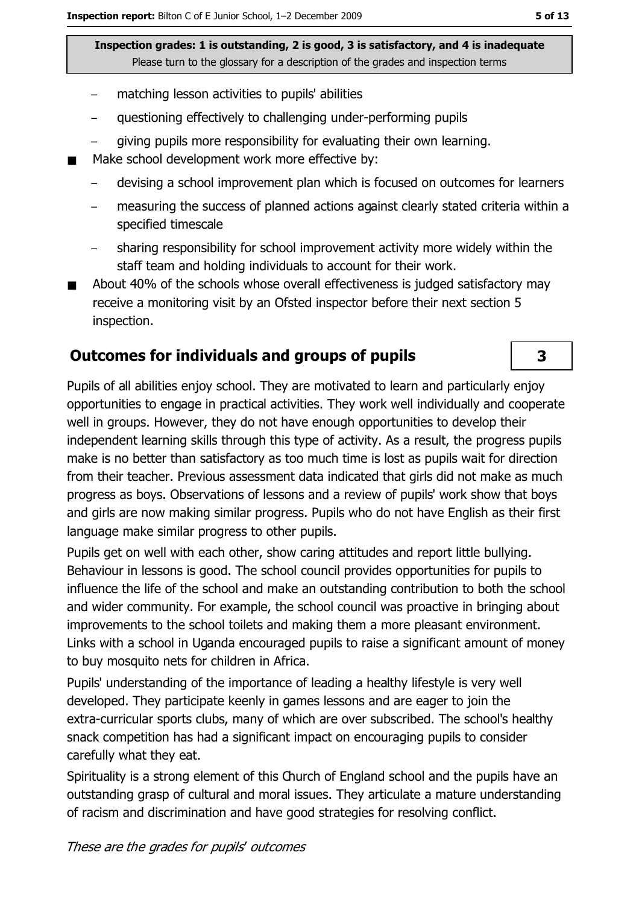- matching lesson activities to pupils' abilities
  - questioning effectively to challenging under-performing pupils
  - giving pupils more responsibility for evaluating their own learning.
- Make school development work more effective by:
  - devising a school improvement plan which is focused on outcomes for learners
  - measuring the success of planned actions against clearly stated criteria within a specified timescale
  - sharing responsibility for school improvement activity more widely within the staff team and holding individuals to account for their work.
- About 40% of the schools whose overall effectiveness is judged satisfactory may receive a monitoring visit by an Ofsted inspector before their next section 5 inspection.

## Outcomes for individuals and groups of pupils

**3**

Pupils of all abilities enjoy school. They are motivated to learn and particularly enjoy opportunities to engage in practical activities. They work well individually and cooperate well in groups. However, they do not have enough opportunities to develop their independent learning skills through this type of activity. As a result, the progress pupils make is no better than satisfactory as too much time is lost as pupils wait for direction from their teacher. Previous assessment data indicated that girls did not make as much progress as boys. Observations of lessons and a review of pupils' work show that boys and girls are now making similar progress. Pupils who do not have English as their first language make similar progress to other pupils.

Pupils get on well with each other, show caring attitudes and report little bullying. Behaviour in lessons is good. The school council provides opportunities for pupils to influence the life of the school and make an outstanding contribution to both the school and wider community. For example, the school council was proactive in bringing about improvements to the school toilets and making them a more pleasant environment. Links with a school in Uganda encouraged pupils to raise a significant amount of money to buy mosquito nets for children in Africa.

Pupils' understanding of the importance of leading a healthy lifestyle is very well developed. They participate keenly in games lessons and are eager to join the extra-curricular sports clubs, many of which are over subscribed. The school's healthy snack competition has had a significant impact on encouraging pupils to consider carefully what they eat.

Spirituality is a strong element of this Church of England school and the pupils have an outstanding grasp of cultural and moral issues. They articulate a mature understanding of racism and discrimination and have good strategies for resolving conflict.

*These are the grades for pupils' outcomes*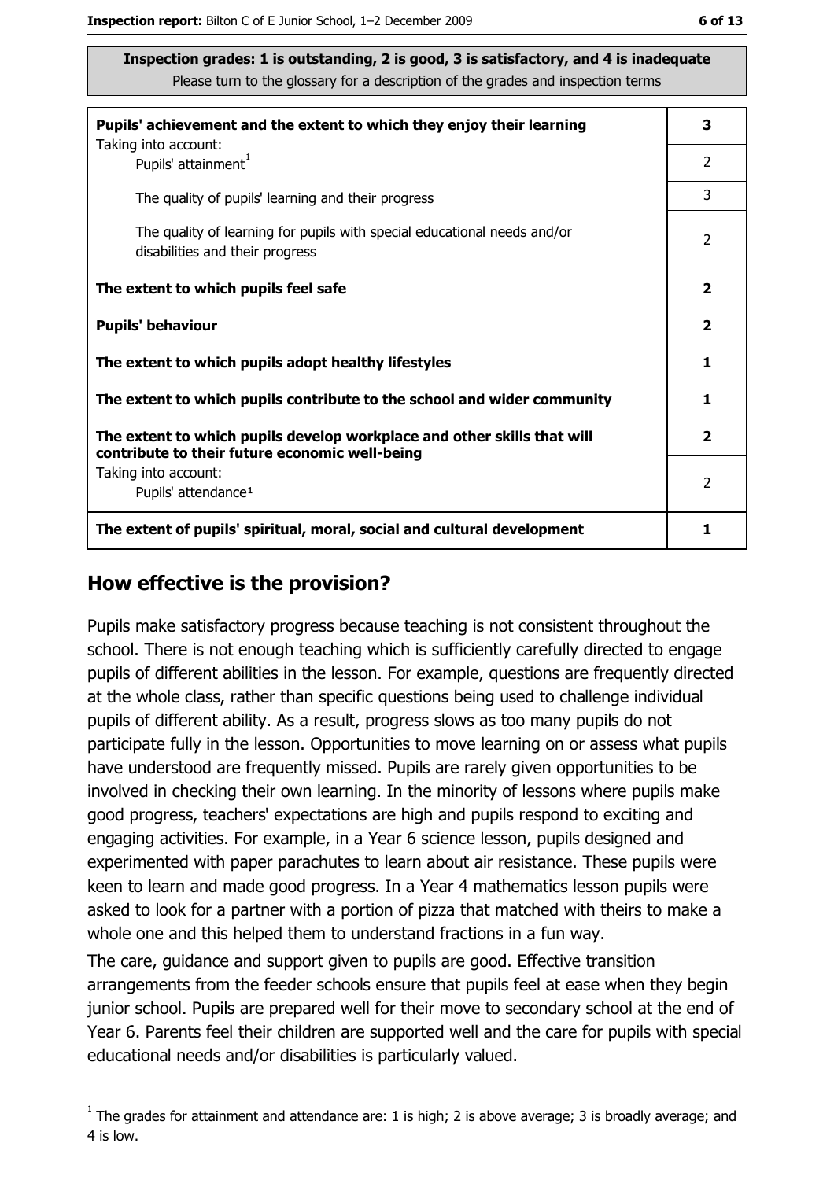**Inspection grades: 1 is outstanding, 2 is good, 3 is satisfactory, and 4 is inadequate**
Please turn to the glossary for a description of the grades and inspection terms

| | |
|---|---|
| **Pupils' achievement and the extent to which they enjoy their learning** | **3** |
| Taking into account: Pupils' attainment[1] | 2 |
| The quality of pupils' learning and their progress | 3 |
| The quality of learning for pupils with special educational needs and/or disabilities and their progress | 2 |
| **The extent to which pupils feel safe** | **2** |
| **Pupils' behaviour** | **2** |
| **The extent to which pupils adopt healthy lifestyles** | **1** |
| **The extent to which pupils contribute to the school and wider community** | **1** |
| **The extent to which pupils develop workplace and other skills that will contribute to their future economic well-being** | **2** |
| Taking into account: Pupils' attendance[1] | 2 |
| **The extent of pupils' spiritual, moral, social and cultural development** | **1** |

## How effective is the provision?

Pupils make satisfactory progress because teaching is not consistent throughout the school. There is not enough teaching which is sufficiently carefully directed to engage pupils of different abilities in the lesson. For example, questions are frequently directed at the whole class, rather than specific questions being used to challenge individual pupils of different ability. As a result, progress slows as too many pupils do not participate fully in the lesson. Opportunities to move learning on or assess what pupils have understood are frequently missed. Pupils are rarely given opportunities to be involved in checking their own learning. In the minority of lessons where pupils make good progress, teachers' expectations are high and pupils respond to exciting and engaging activities. For example, in a Year 6 science lesson, pupils designed and experimented with paper parachutes to learn about air resistance. These pupils were keen to learn and made good progress. In a Year 4 mathematics lesson pupils were asked to look for a partner with a portion of pizza that matched with theirs to make a whole one and this helped them to understand fractions in a fun way.

The care, guidance and support given to pupils are good. Effective transition arrangements from the feeder schools ensure that pupils feel at ease when they begin junior school. Pupils are prepared well for their move to secondary school at the end of Year 6. Parents feel their children are supported well and the care for pupils with special educational needs and/or disabilities is particularly valued.

[1] The grades for attainment and attendance are: 1 is high; 2 is above average; 3 is broadly average; and 4 is low.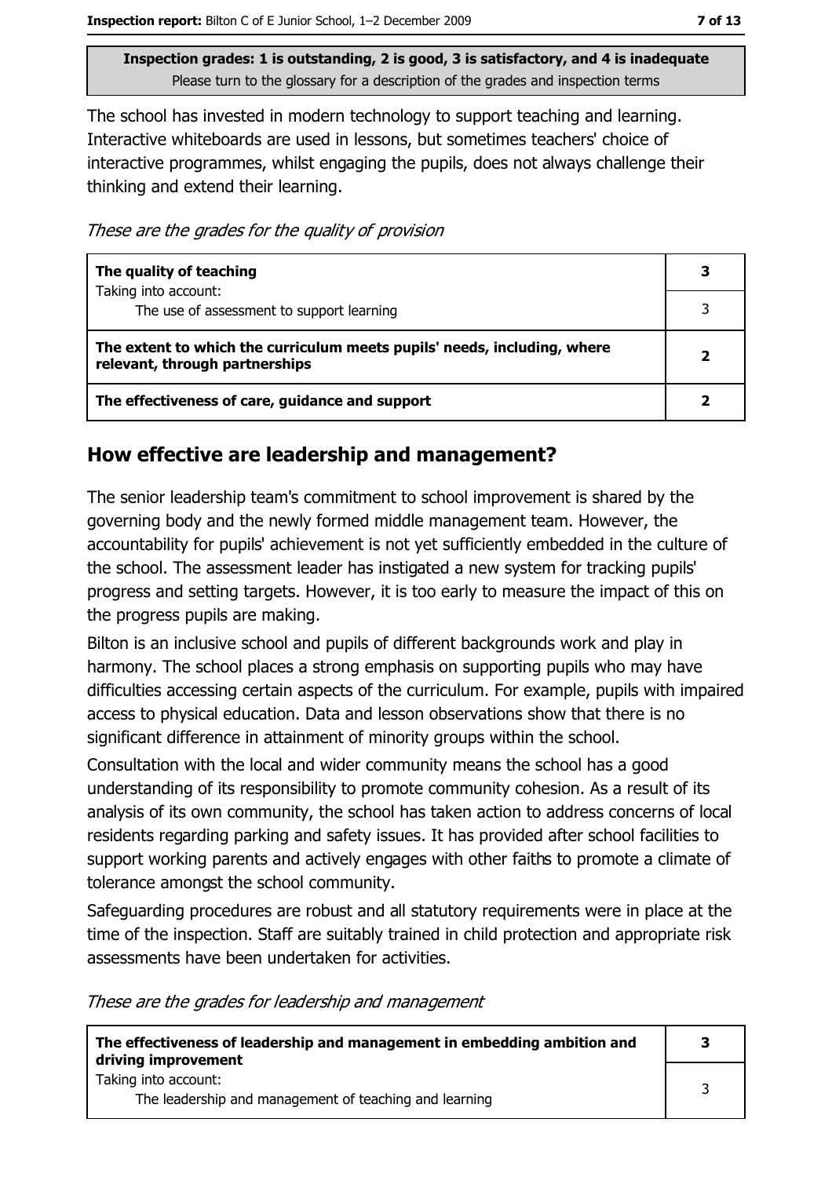**Inspection grades: 1 is outstanding, 2 is good, 3 is satisfactory, and 4 is inadequate**
Please turn to the glossary for a description of the grades and inspection terms

The school has invested in modern technology to support teaching and learning. Interactive whiteboards are used in lessons, but sometimes teachers' choice of interactive programmes, whilst engaging the pupils, does not always challenge their thinking and extend their learning.

*These are the grades for the quality of provision*

| | |
|---|---|
| **The quality of teaching** | **3** |
| Taking into account: The use of assessment to support learning | 3 |
| **The extent to which the curriculum meets pupils' needs, including, where relevant, through partnerships** | **2** |
| **The effectiveness of care, guidance and support** | **2** |

## How effective are leadership and management?

The senior leadership team's commitment to school improvement is shared by the governing body and the newly formed middle management team. However, the accountability for pupils' achievement is not yet sufficiently embedded in the culture of the school. The assessment leader has instigated a new system for tracking pupils' progress and setting targets. However, it is too early to measure the impact of this on the progress pupils are making.

Bilton is an inclusive school and pupils of different backgrounds work and play in harmony. The school places a strong emphasis on supporting pupils who may have difficulties accessing certain aspects of the curriculum. For example, pupils with impaired access to physical education. Data and lesson observations show that there is no significant difference in attainment of minority groups within the school.

Consultation with the local and wider community means the school has a good understanding of its responsibility to promote community cohesion. As a result of its analysis of its own community, the school has taken action to address concerns of local residents regarding parking and safety issues. It has provided after school facilities to support working parents and actively engages with other faiths to promote a climate of tolerance amongst the school community.

Safeguarding procedures are robust and all statutory requirements were in place at the time of the inspection. Staff are suitably trained in child protection and appropriate risk assessments have been undertaken for activities.

*These are the grades for leadership and management*

| | |
|---|---|
| **The effectiveness of leadership and management in embedding ambition and driving improvement** | **3** |
| Taking into account: The leadership and management of teaching and learning | 3 |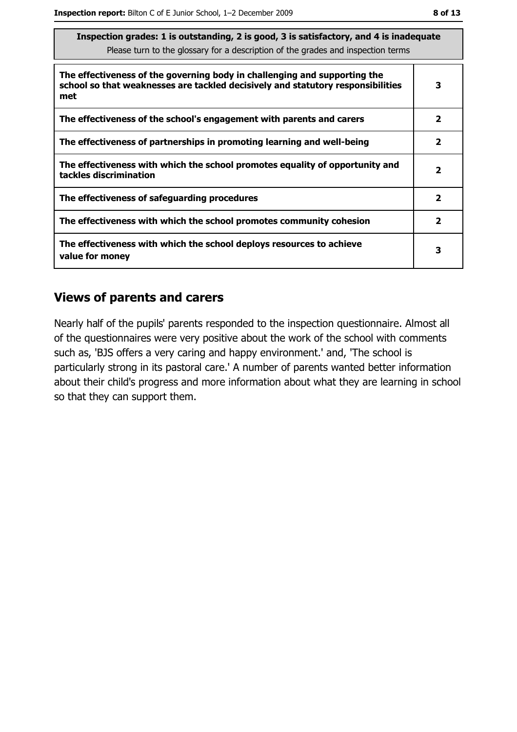| Inspection grades: 1 is outstanding, 2 is good, 3 is satisfactory, and 4 is inadequate<br>Please turn to the glossary for a description of the grades and inspection terms | |
|---|---|
| **The effectiveness of the governing body in challenging and supporting the school so that weaknesses are tackled decisively and statutory responsibilities met** | 3 |
| **The effectiveness of the school's engagement with parents and carers** | 2 |
| **The effectiveness of partnerships in promoting learning and well-being** | 2 |
| **The effectiveness with which the school promotes equality of opportunity and tackles discrimination** | 2 |
| **The effectiveness of safeguarding procedures** | 2 |
| **The effectiveness with which the school promotes community cohesion** | 2 |
| **The effectiveness with which the school deploys resources to achieve value for money** | 3 |

## Views of parents and carers

Nearly half of the pupils' parents responded to the inspection questionnaire. Almost all of the questionnaires were very positive about the work of the school with comments such as, 'BJS offers a very caring and happy environment.' and, 'The school is particularly strong in its pastoral care.' A number of parents wanted better information about their child's progress and more information about what they are learning in school so that they can support them.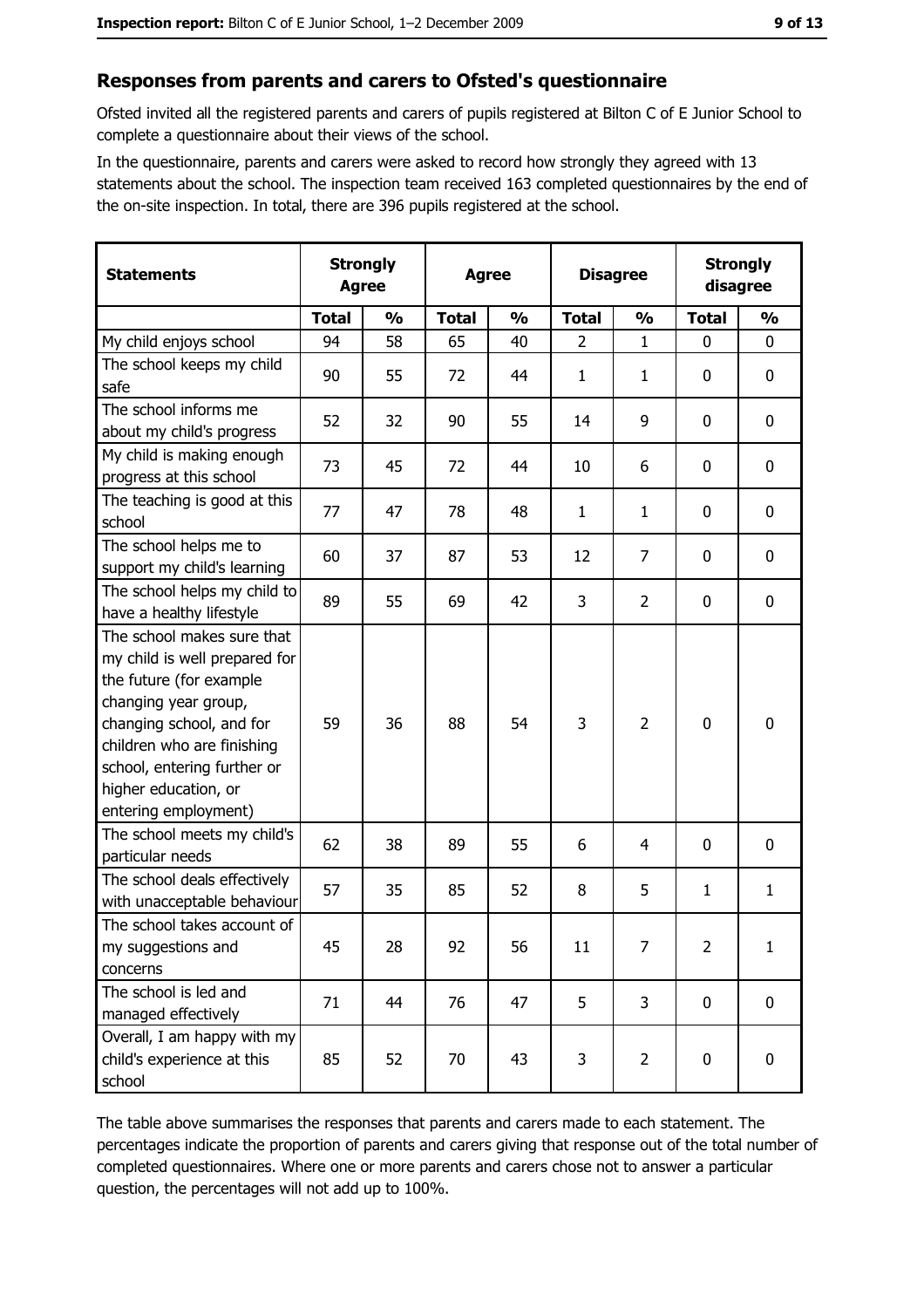## Responses from parents and carers to Ofsted's questionnaire

Ofsted invited all the registered parents and carers of pupils registered at Bilton C of E Junior School to complete a questionnaire about their views of the school.

In the questionnaire, parents and carers were asked to record how strongly they agreed with 13 statements about the school. The inspection team received 163 completed questionnaires by the end of the on-site inspection. In total, there are 396 pupils registered at the school.

| Statements | Strongly Agree | | Agree | | Disagree | | Strongly disagree | |
|---|---|---|---|---|---|---|---|---|
| | Total | % | Total | % | Total | % | Total | % |
| My child enjoys school | 94 | 58 | 65 | 40 | 2 | 1 | 0 | 0 |
| The school keeps my child safe | 90 | 55 | 72 | 44 | 1 | 1 | 0 | 0 |
| The school informs me about my child's progress | 52 | 32 | 90 | 55 | 14 | 9 | 0 | 0 |
| My child is making enough progress at this school | 73 | 45 | 72 | 44 | 10 | 6 | 0 | 0 |
| The teaching is good at this school | 77 | 47 | 78 | 48 | 1 | 1 | 0 | 0 |
| The school helps me to support my child's learning | 60 | 37 | 87 | 53 | 12 | 7 | 0 | 0 |
| The school helps my child to have a healthy lifestyle | 89 | 55 | 69 | 42 | 3 | 2 | 0 | 0 |
| The school makes sure that my child is well prepared for the future (for example changing year group, changing school, and for children who are finishing school, entering further or higher education, or entering employment) | 59 | 36 | 88 | 54 | 3 | 2 | 0 | 0 |
| The school meets my child's particular needs | 62 | 38 | 89 | 55 | 6 | 4 | 0 | 0 |
| The school deals effectively with unacceptable behaviour | 57 | 35 | 85 | 52 | 8 | 5 | 1 | 1 |
| The school takes account of my suggestions and concerns | 45 | 28 | 92 | 56 | 11 | 7 | 2 | 1 |
| The school is led and managed effectively | 71 | 44 | 76 | 47 | 5 | 3 | 0 | 0 |
| Overall, I am happy with my child's experience at this school | 85 | 52 | 70 | 43 | 3 | 2 | 0 | 0 |

The table above summarises the responses that parents and carers made to each statement. The percentages indicate the proportion of parents and carers giving that response out of the total number of completed questionnaires. Where one or more parents and carers chose not to answer a particular question, the percentages will not add up to 100%.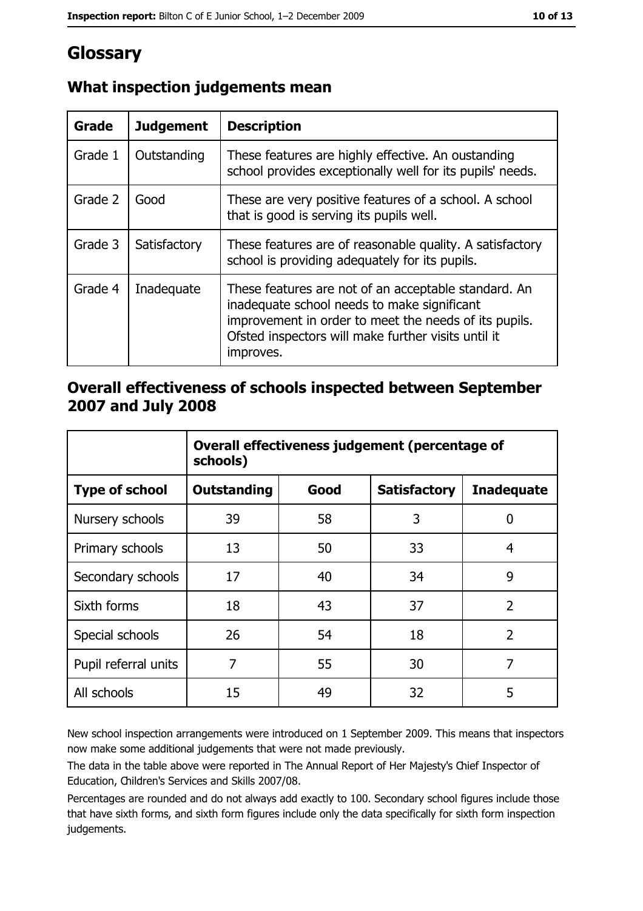# Glossary

## What inspection judgements mean

| Grade | Judgement | Description |
|---|---|---|
| Grade 1 | Outstanding | These features are highly effective. An oustanding school provides exceptionally well for its pupils' needs. |
| Grade 2 | Good | These are very positive features of a school. A school that is good is serving its pupils well. |
| Grade 3 | Satisfactory | These features are of reasonable quality. A satisfactory school is providing adequately for its pupils. |
| Grade 4 | Inadequate | These features are not of an acceptable standard. An inadequate school needs to make significant improvement in order to meet the needs of its pupils. Ofsted inspectors will make further visits until it improves. |

## Overall effectiveness of schools inspected between September 2007 and July 2008

| | Overall effectiveness judgement (percentage of schools) | | | |
|---|---|---|---|---|
| **Type of school** | **Outstanding** | **Good** | **Satisfactory** | **Inadequate** |
| Nursery schools | 39 | 58 | 3 | 0 |
| Primary schools | 13 | 50 | 33 | 4 |
| Secondary schools | 17 | 40 | 34 | 9 |
| Sixth forms | 18 | 43 | 37 | 2 |
| Special schools | 26 | 54 | 18 | 2 |
| Pupil referral units | 7 | 55 | 30 | 7 |
| All schools | 15 | 49 | 32 | 5 |

New school inspection arrangements were introduced on 1 September 2009. This means that inspectors now make some additional judgements that were not made previously.

The data in the table above were reported in The Annual Report of Her Majesty's Chief Inspector of Education, Children's Services and Skills 2007/08.

Percentages are rounded and do not always add exactly to 100. Secondary school figures include those that have sixth forms, and sixth form figures include only the data specifically for sixth form inspection judgements.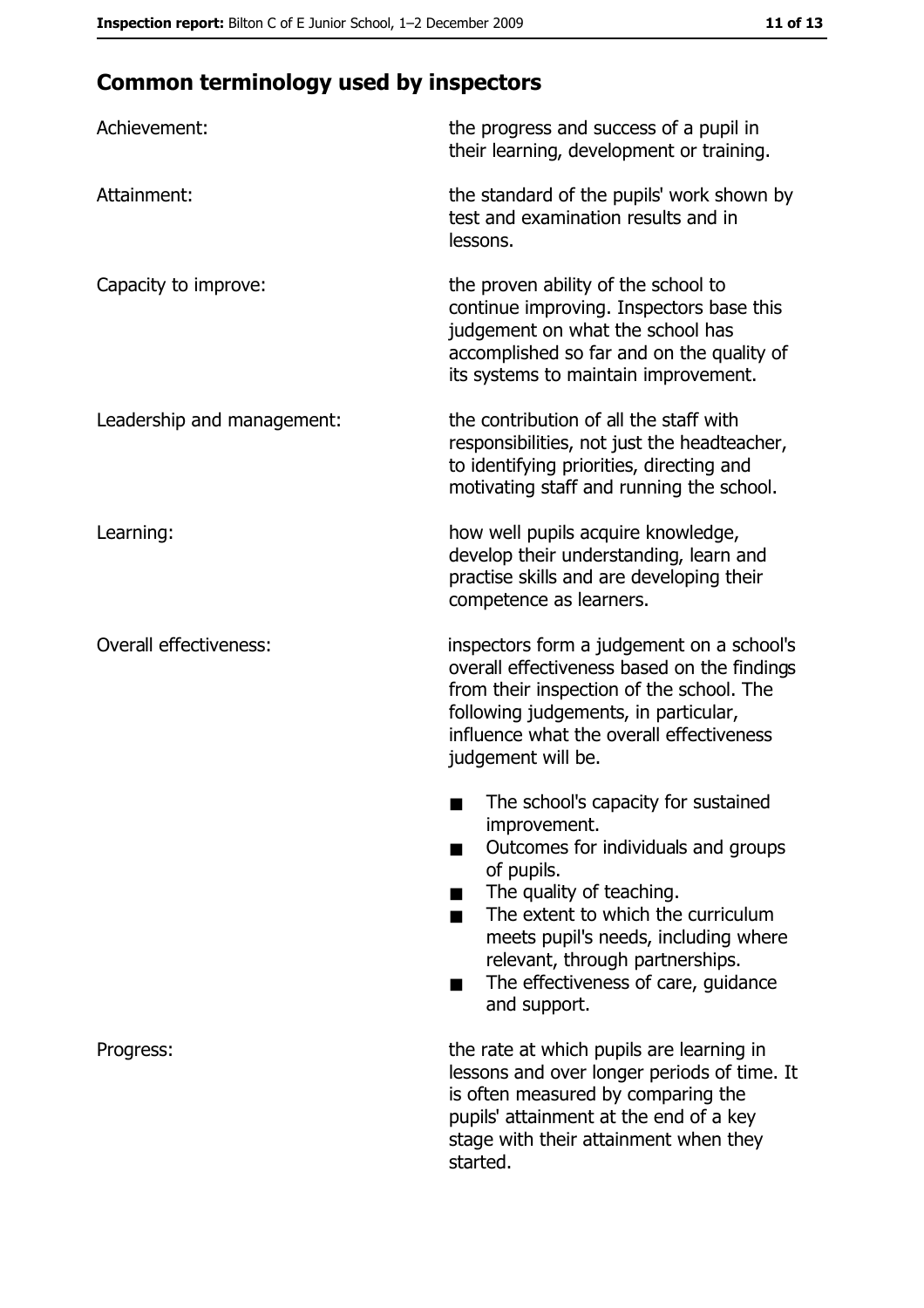## Common terminology used by inspectors

| | |
|---|---|
| Achievement: | the progress and success of a pupil in their learning, development or training. |
| Attainment: | the standard of the pupils' work shown by test and examination results and in lessons. |
| Capacity to improve: | the proven ability of the school to continue improving. Inspectors base this judgement on what the school has accomplished so far and on the quality of its systems to maintain improvement. |
| Leadership and management: | the contribution of all the staff with responsibilities, not just the headteacher, to identifying priorities, directing and motivating staff and running the school. |
| Learning: | how well pupils acquire knowledge, develop their understanding, learn and practise skills and are developing their competence as learners. |
| Overall effectiveness: | inspectors form a judgement on a school's overall effectiveness based on the findings from their inspection of the school. The following judgements, in particular, influence what the overall effectiveness judgement will be.<br>■ The school's capacity for sustained improvement.<br>■ Outcomes for individuals and groups of pupils.<br>■ The quality of teaching.<br>■ The extent to which the curriculum meets pupil's needs, including where relevant, through partnerships.<br>■ The effectiveness of care, guidance and support. |
| Progress: | the rate at which pupils are learning in lessons and over longer periods of time. It is often measured by comparing the pupils' attainment at the end of a key stage with their attainment when they started. |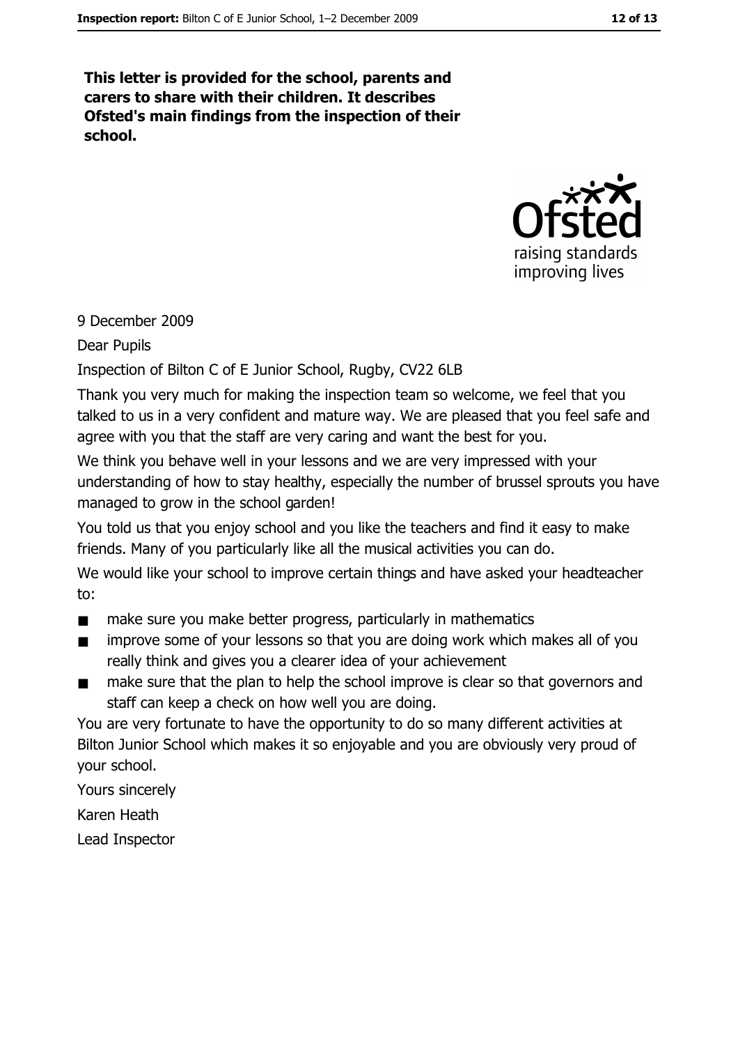**This letter is provided for the school, parents and carers to share with their children. It describes Ofsted's main findings from the inspection of their school.**

9 December 2009

Dear Pupils

Inspection of Bilton C of E Junior School, Rugby, CV22 6LB

Thank you very much for making the inspection team so welcome, we feel that you talked to us in a very confident and mature way. We are pleased that you feel safe and agree with you that the staff are very caring and want the best for you.

We think you behave well in your lessons and we are very impressed with your understanding of how to stay healthy, especially the number of brussel sprouts you have managed to grow in the school garden!

You told us that you enjoy school and you like the teachers and find it easy to make friends. Many of you particularly like all the musical activities you can do.

We would like your school to improve certain things and have asked your headteacher to:

- make sure you make better progress, particularly in mathematics
- improve some of your lessons so that you are doing work which makes all of you really think and gives you a clearer idea of your achievement
- make sure that the plan to help the school improve is clear so that governors and staff can keep a check on how well you are doing.

You are very fortunate to have the opportunity to do so many different activities at Bilton Junior School which makes it so enjoyable and you are obviously very proud of your school.

Yours sincerely

Karen Heath

Lead Inspector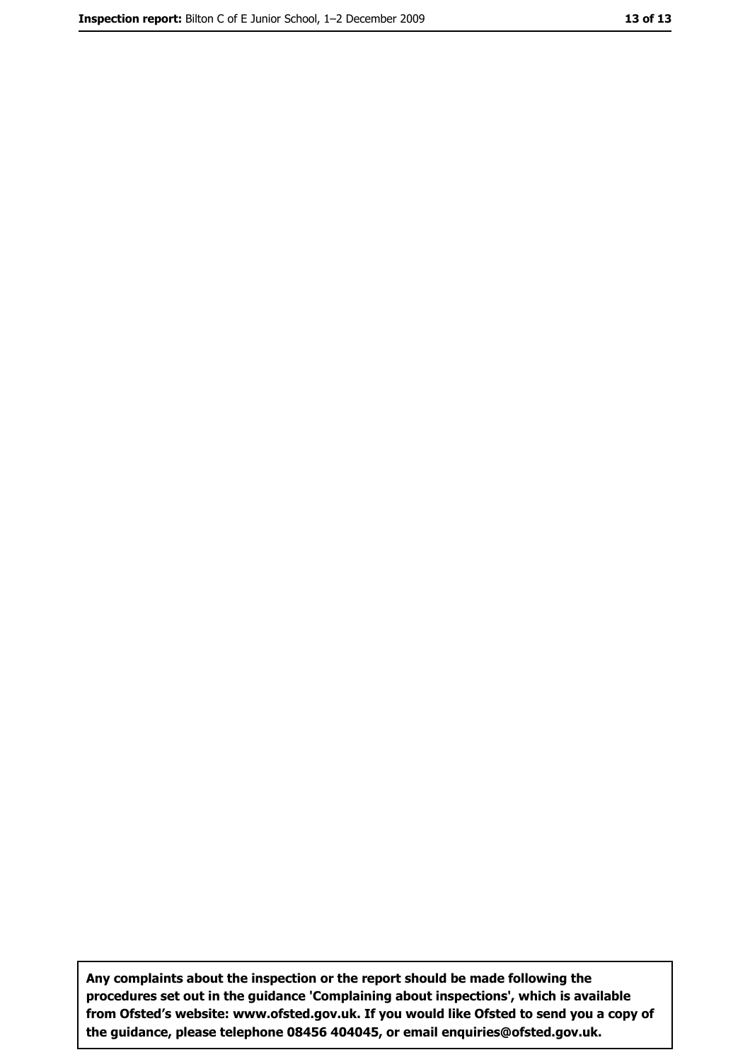**Any complaints about the inspection or the report should be made following the procedures set out in the guidance 'Complaining about inspections', which is available from Ofsted's website: www.ofsted.gov.uk. If you would like Ofsted to send you a copy of the guidance, please telephone 08456 404045, or email enquiries@ofsted.gov.uk.**